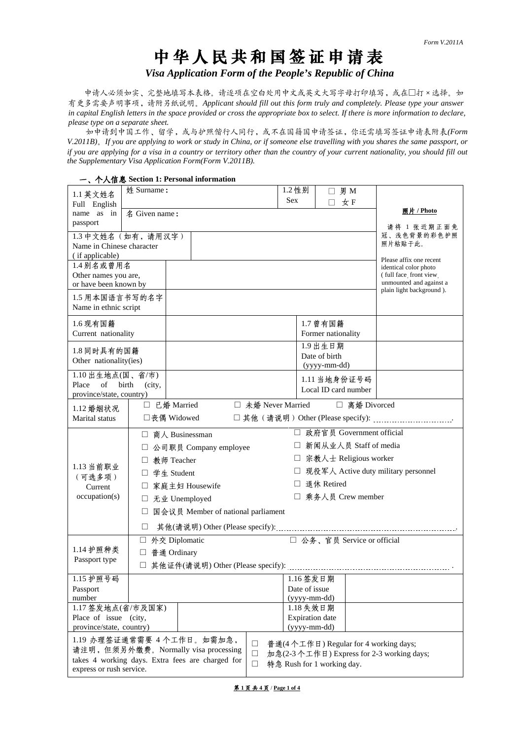Form V.2011A

# 中华人民共和国签证申请表

### *Visa Application Form of the People's Republic of China*

申请人必须如实、完整地填写本表格。请逐项在空白处用中文或英文大写字母打印填写，或在□打×选择。如有更多需要声明事项，请附另纸说明。*Applicant should fill out this form truly and completely. Please type your answer in capital English letters in the space provided or cross the appropriate box to select. If there is more information to declare, please type on a separate sheet.*

如申请到中国工作、留学，或与护照偕行人同行，或不在国籍国申请签证，你还需填写签证申请表附表*(Form V.2011B)*。*If you are applying to work or study in China, or if someone else travelling with you shares the same passport, or if you are applying for a visa in a country or territory other than the country of your current nationality, you should fill out the Supplementary Visa Application Form(Form V.2011B).*

## 一、个人信息 Section 1: Personal information

| | | | | |
|---|---|---|---|---|
| 1.1 英文姓名 Full English name as in passport | 姓 Surname： | 1.2 性别 Sex | □ 男 M<br>□ 女 F | **照片 / Photo**<br>请将 1 张近期正面免冠、浅色背景的彩色护照照片粘贴于此。<br>Please affix one recent identical color photo (full face, front view, unmounted and against a plain light background). |
| | 名 Given name： | | | |
| 1.3 中文姓名（如有，请用汉字）Name in Chinese character (if applicable) | | | | |
| 1.4 别名或曾用名 Other names you are, or have been known by | | | | |
| 1.5 用本国语言书写的名字 Name in ethnic script | | | | |
| 1.6 现有国籍 Current nationality | | 1.7 曾有国籍 Former nationality | | |
| 1.8 同时具有的国籍 Other nationality(ies) | | 1.9 出生日期 Date of birth (yyyy-mm-dd) | | |
| 1.10 出生地点(国、省/市) Place of birth (city, province/state, country) | | 1.11 当地身份证号码 Local ID card number | | |
| 1.12 婚姻状况 Marital status | □ 已婚 Married　□ 未婚 Never Married　□ 离婚 Divorced<br>□丧偶 Widowed　□ 其他（请说明）Other (Please specify): ______ | | | |
| 1.13 当前职业（可选多项）Current occupation(s) | □ 商人 Businessman<br>□ 公司职员 Company employee<br>□ 教师 Teacher<br>□ 学生 Student<br>□ 家庭主妇 Housewife<br>□ 无业 Unemployed<br>□ 国会议员 Member of national parliament<br>□ 其他(请说明) Other (Please specify): ______ | □ 政府官员 Government official<br>□ 新闻从业人员 Staff of media<br>□ 宗教人士 Religious worker<br>□ 现役军人 Active duty military personnel<br>□ 退休 Retired<br>□ 乘务人员 Crew member | | |
| 1.14 护照种类 Passport type | □ 外交 Diplomatic<br>□ 普通 Ordinary<br>□ 其他证件(请说明) Other (Please specify): ______ | □ 公务、官员 Service or official | | |
| 1.15 护照号码 Passport number | | 1.16 签发日期 Date of issue (yyyy-mm-dd) | | |
| 1.17 签发地点(省/市及国家) Place of issue (city, province/state, country) | | 1.18 失效日期 Expiration date (yyyy-mm-dd) | | |
| 1.19 办理签证通常需要 4 个工作日。如需加急，请注明，但须另外缴费。Normally visa processing takes 4 working days. Extra fees are charged for express or rush service. | □ 普通(4 个工作日) Regular for 4 working days;<br>□ 加急(2-3 个工作日) Express for 2-3 working days;<br>□ 特急 Rush for 1 working day. | | | |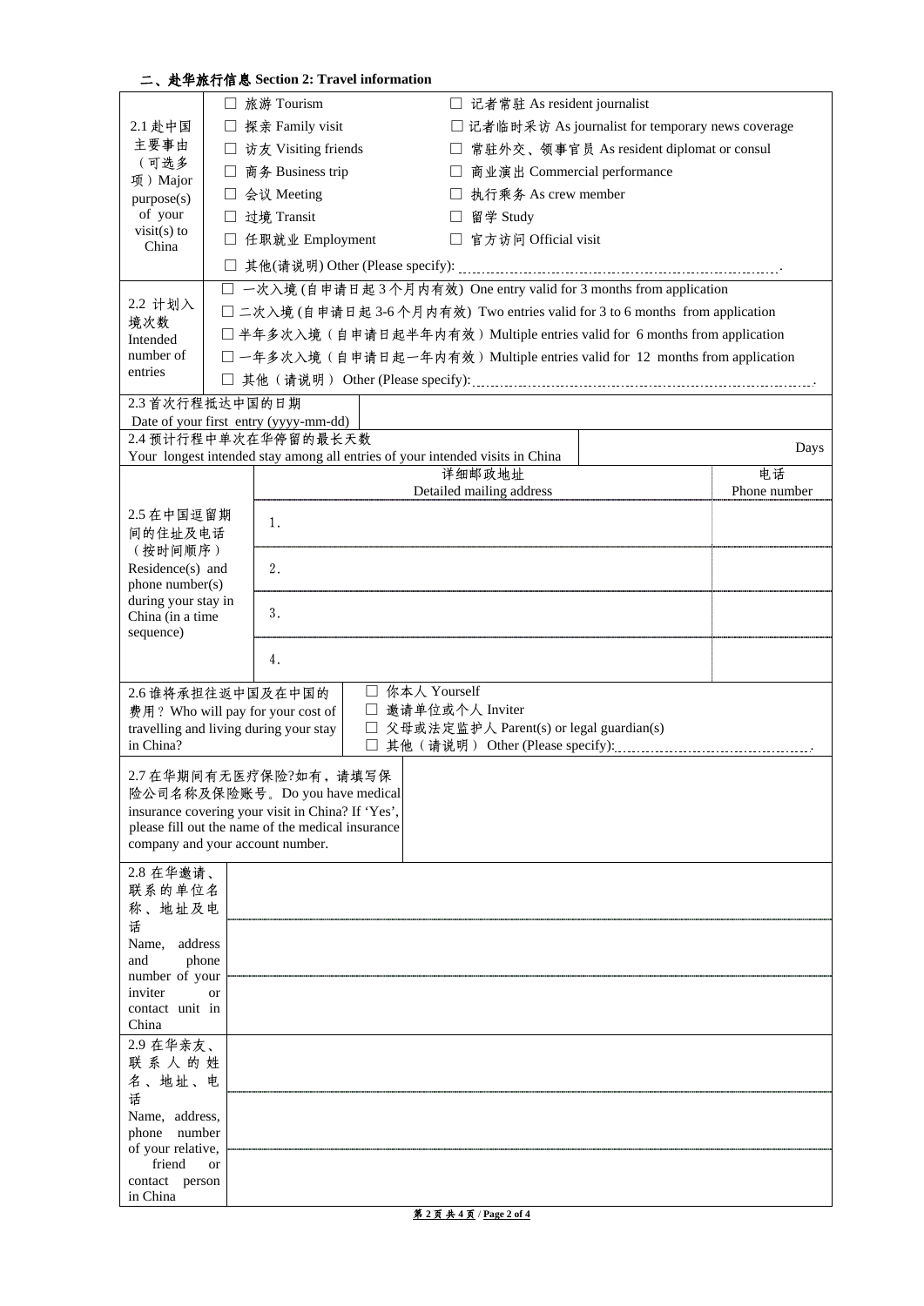## 二、赴华旅行信息 Section 2: Travel information

| | | |
|---|---|---|
| 2.1 赴中国主要事由（可选多项）Major purpose(s) of your visit(s) to China | □ 旅游 Tourism<br>□ 探亲 Family visit<br>□ 访友 Visiting friends<br>□ 商务 Business trip<br>□ 会议 Meeting<br>□ 过境 Transit<br>□ 任职就业 Employment | □ 记者常驻 As resident journalist<br>□ 记者临时采访 As journalist for temporary news coverage<br>□ 常驻外交、领事官员 As resident diplomat or consul<br>□ 商业演出 Commercial performance<br>□ 执行乘务 As crew member<br>□ 留学 Study<br>□ 官方访问 Official visit |
| | □ 其他(请说明) Other (Please specify): ............ | |

| | |
|---|---|
| 2.2 计划入境次数 Intended number of entries | □ 一次入境 (自申请日起 3 个月内有效) One entry valid for 3 months from application<br>□ 二次入境 (自申请日起 3-6 个月内有效) Two entries valid for 3 to 6 months from application<br>□ 半年多次入境（自申请日起半年内有效）Multiple entries valid for 6 months from application<br>□ 一年多次入境（自申请日起一年内有效）Multiple entries valid for 12 months from application<br>□ 其他（请说明）Other (Please specify): ............ |

| | |
|---|---|
| 2.3 首次行程抵达中国的日期 Date of your first entry (yyyy-mm-dd) | |
| 2.4 预计行程中单次在华停留的最长天数 Your longest intended stay among all entries of your intended visits in China | Days |

| 2.5 在中国逗留期间的住址及电话（按时间顺序）Residence(s) and phone number(s) during your stay in China (in a time sequence) | 详细邮政地址 Detailed mailing address | 电话 Phone number |
|---|---|---|
| | 1. | |
| | 2. | |
| | 3. | |
| | 4. | |

| | |
|---|---|
| 2.6 谁将承担往返中国及在中国的费用？Who will pay for your cost of travelling and living during your stay in China? | □ 你本人 Yourself<br>□ 邀请单位或个人 Inviter<br>□ 父母或法定监护人 Parent(s) or legal guardian(s)<br>□ 其他（请说明）Other (Please specify): ............ |
| 2.7 在华期间有无医疗保险?如有，请填写保险公司名称及保险账号。Do you have medical insurance covering your visit in China? If 'Yes', please fill out the name of the medical insurance company and your account number. | |

| | |
|---|---|
| 2.8 在华邀请、联系的单位名称、地址及电话 Name, address and phone number of your inviter or contact unit in China | |
| | |
| | |
| 2.9 在华亲友、联系人的姓名、地址、电话 Name, address, phone number of your relative, friend or contact person in China | |
| | |
| | |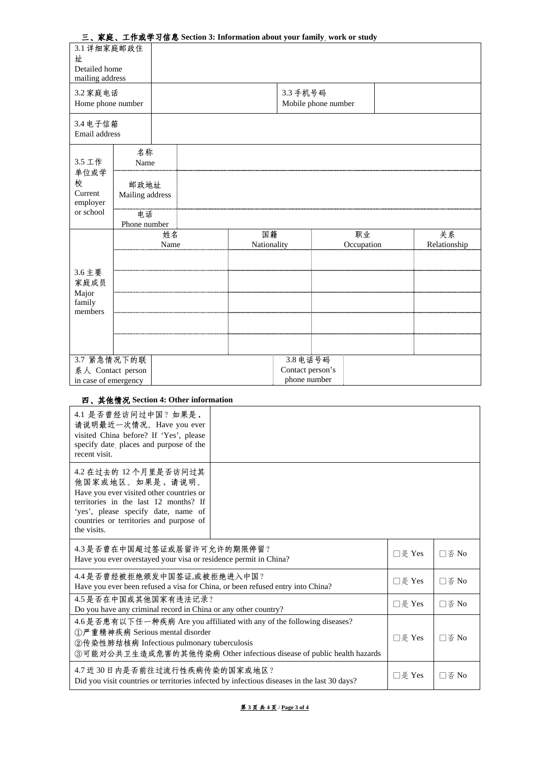## 三、家庭、工作或学习信息 Section 3: Information about your family, work or study

| | | | |
|---|---|---|---|
| 3.1 详细家庭邮政住址 Detailed home mailing address | | | |
| 3.2 家庭电话 Home phone number | | 3.3 手机号码 Mobile phone number | |
| 3.4 电子信箱 Email address | | | |

| | | |
|---|---|---|
| 3.5 工作单位或学校 Current employer or school | 名称 Name | |
| | 邮政地址 Mailing address | |
| | 电话 Phone number | |

| | | | | |
|---|---|---|---|---|
| 3.6 主要家庭成员 Major family members | 姓名 Name | 国籍 Nationality | 职业 Occupation | 关系 Relationship |
| | | | | |
| | | | | |
| | | | | |
| | | | | |
| | | | | |

| | | | |
|---|---|---|---|
| 3.7 紧急情况下的联系人 Contact person in case of emergency | | 3.8 电话号码 Contact person's phone number | |

## 四、其他情况 Section 4: Other information

| | |
|---|---|
| 4.1 是否曾经访问过中国？如果是，请说明最近一次情况。Have you ever visited China before? If 'Yes', please specify date, places and purpose of the recent visit. | |
| 4.2 在过去的 12 个月里是否访问过其他国家或地区。如果是，请说明。Have you ever visited other countries or territories in the last 12 months? If 'yes', please specify date, name of countries or territories and purpose of the visits. | |

| | | |
|---|---|---|
| 4.3 是否曾在中国超过签证或居留许可允许的期限停留？ Have you ever overstayed your visa or residence permit in China? | □是 Yes | □否 No |
| 4.4 是否曾经被拒绝颁发中国签证,或被拒绝进入中国？ Have you ever been refused a visa for China, or been refused entry into China? | □是 Yes | □否 No |
| 4.5 是否在中国或其他国家有违法记录？ Do you have any criminal record in China or any other country? | □是 Yes | □否 No |
| 4.6 是否患有以下任一种疾病 Are you affiliated with any of the following diseases? ①严重精神疾病 Serious mental disorder ②传染性肺结核病 Infectious pulmonary tuberculosis ③可能对公共卫生造成危害的其他传染病 Other infectious disease of public health hazards | □是 Yes | □否 No |
| 4.7 近 30 日内是否前往过流行性疾病传染的国家或地区？ Did you visit countries or territories infected by infectious diseases in the last 30 days? | □是 Yes | □否 No |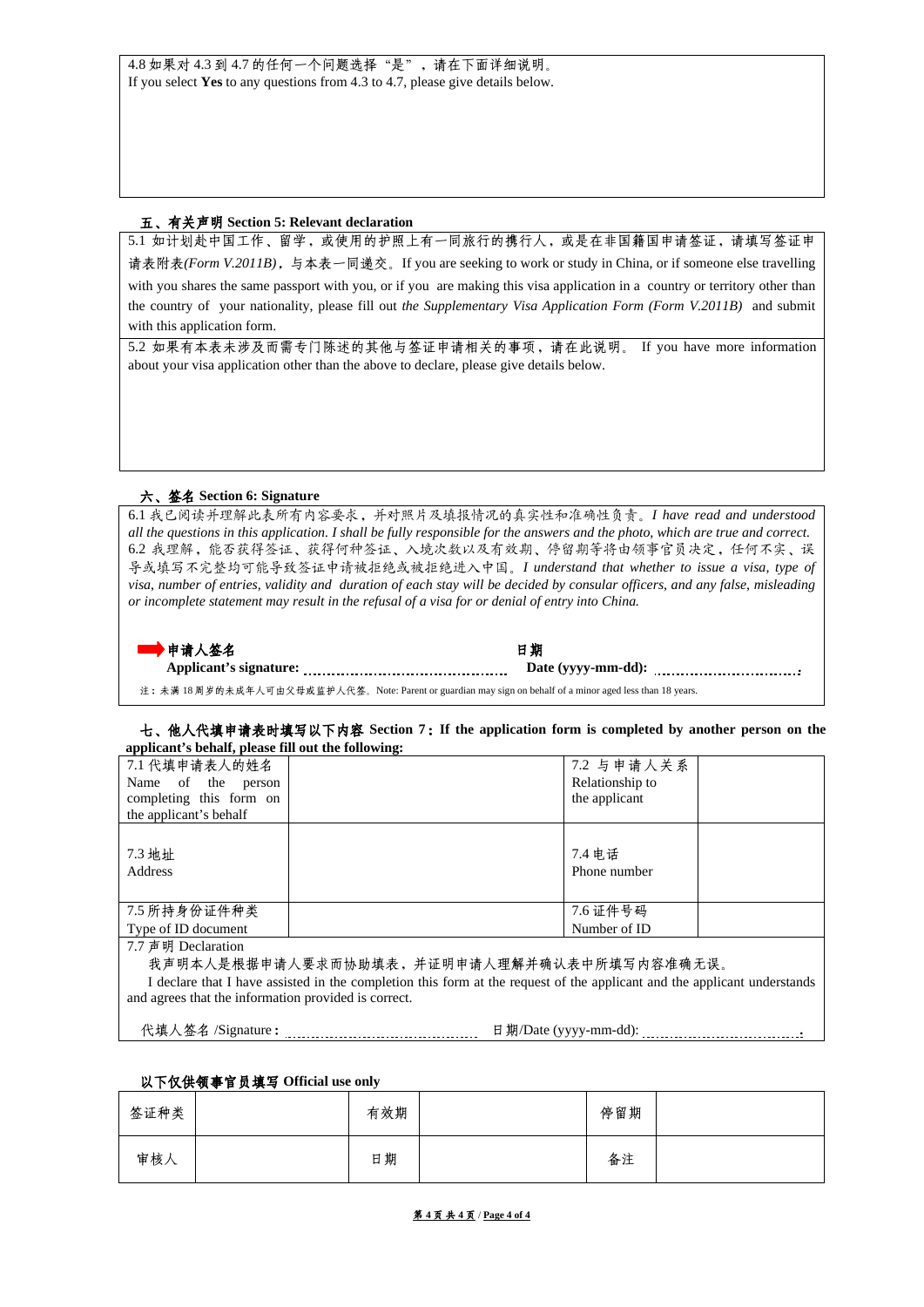4.8 如果对 4.3 到 4.7 的任何一个问题选择“是”，请在下面详细说明。
If you select **Yes** to any questions from 4.3 to 4.7, please give details below.

## 五、有关声明 Section 5: Relevant declaration

5.1 如计划赴中国工作、留学，或使用的护照上有一同旅行的携行人，或是在非国籍国申请签证，请填写签证申请表附表*(Form V.2011B)*，与本表一同递交。If you are seeking to work or study in China, or if someone else travelling with you shares the same passport with you, or if you are making this visa application in a country or territory other than the country of your nationality, please fill out *the Supplementary Visa Application Form (Form V.2011B)* and submit with this application form.

5.2 如果有本表未涉及而需专门陈述的其他与签证申请相关的事项，请在此说明。 If you have more information about your visa application other than the above to declare, please give details below.

## 六、签名 Section 6: Signature

6.1 我已阅读并理解此表所有内容要求，并对照片及填报情况的真实性和准确性负责。*I have read and understood all the questions in this application. I shall be fully responsible for the answers and the photo, which are true and correct.*

6.2 我理解，能否获得签证、获得何种签证、入境次数以及有效期、停留期等将由领事官员决定，任何不实、误导或填写不完整均可能导致签证申请被拒绝或被拒绝进入中国。*I understand that whether to issue a visa, type of visa, number of entries, validity and duration of each stay will be decided by consular officers, and any false, misleading or incomplete statement may result in the refusal of a visa for or denial of entry into China.*

**申请人签名**
**Applicant's signature:** ..........................................

**日期**
**Date (yyyy-mm-dd):** ..............................

注：未满 18 周岁的未成年人可由父母或监护人代签。Note: Parent or guardian may sign on behalf of a minor aged less than 18 years.

## 七、他人代填申请表时填写以下内容 Section 7：If the application form is completed by another person on the applicant's behalf, please fill out the following:

| | | | |
|---|---|---|---|
| 7.1 代填申请表人的姓名<br>Name of the person completing this form on the applicant's behalf | | 7.2 与申请人关系<br>Relationship to the applicant | |
| 7.3 地址<br>Address | | 7.4 电话<br>Phone number | |
| 7.5 所持身份证件种类<br>Type of ID document | | 7.6 证件号码<br>Number of ID | |

7.7 声明 Declaration

我声明本人是根据申请人要求而协助填表，并证明申请人理解并确认表中所填写内容准确无误。

I declare that I have assisted in the completion this form at the request of the applicant and the applicant understands and agrees that the information provided is correct.

代填人签名 /Signature： .......................................... 日期/Date (yyyy-mm-dd): ..........................................

### 以下仅供领事官员填写 Official use only

| | | | | | |
|---|---|---|---|---|---|
| 签证种类 | | 有效期 | | 停留期 | |
| 审核人 | | 日期 | | 备注 | |